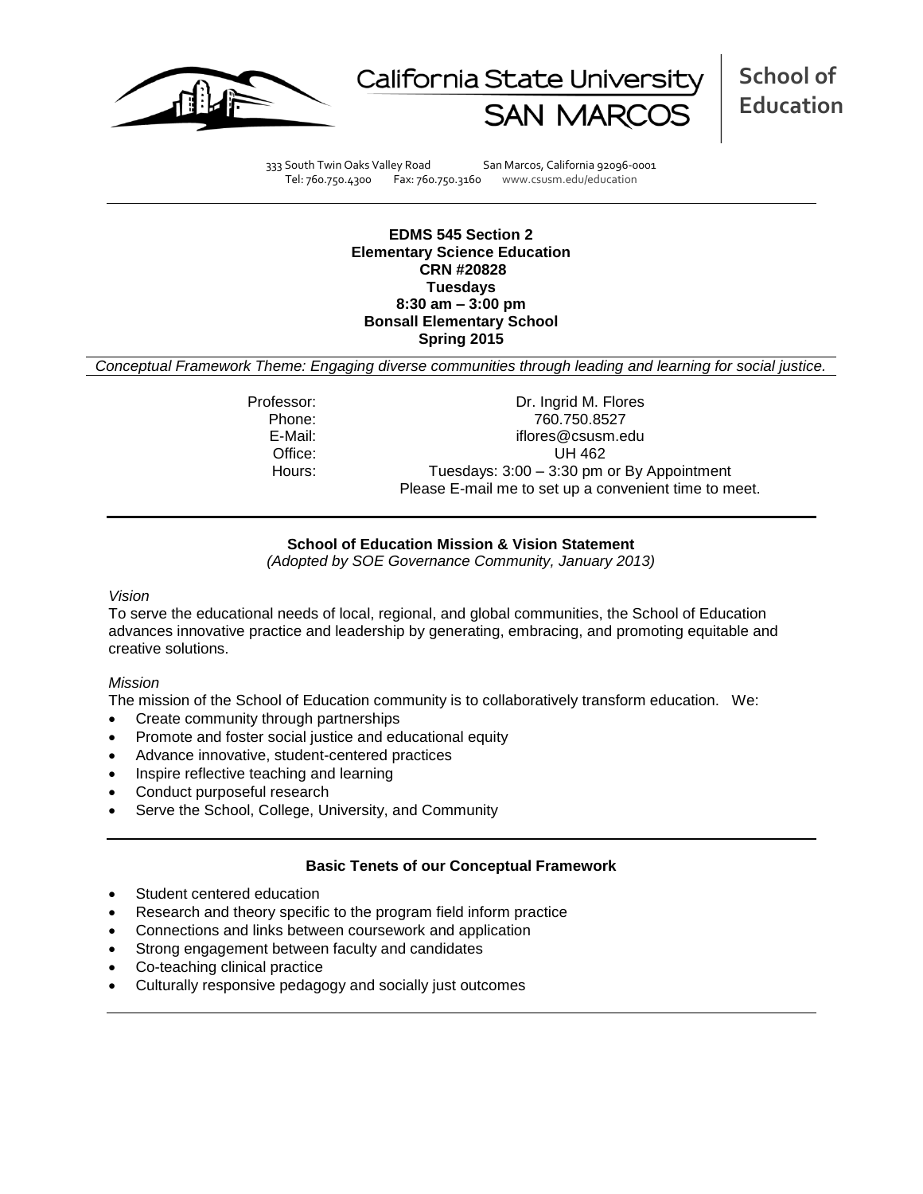California State University SAN MARCOS

**School of Education**

333 South Twin Oaks Valley Road San Marcos, California 92096-0001
Tel: 760.750.4300 Fax: 760.750.3160 www.csusm.edu/education

**EDMS 545 Section 2**
**Elementary Science Education**
**CRN #20828**
**Tuesdays**
**8:30 am – 3:00 pm**
**Bonsall Elementary School**
**Spring 2015**

*Conceptual Framework Theme: Engaging diverse communities through leading and learning for social justice.*

| | |
|---|---|
| Professor: | Dr. Ingrid M. Flores |
| Phone: | 760.750.8527 |
| E-Mail: | iflores@csusm.edu |
| Office: | UH 462 |
| Hours: | Tuesdays: 3:00 – 3:30 pm or By Appointment<br>Please E-mail me to set up a convenient time to meet. |

**School of Education Mission & Vision Statement**

*(Adopted by SOE Governance Community, January 2013)*

*Vision*

To serve the educational needs of local, regional, and global communities, the School of Education advances innovative practice and leadership by generating, embracing, and promoting equitable and creative solutions.

*Mission*

The mission of the School of Education community is to collaboratively transform education. We:

- Create community through partnerships
- Promote and foster social justice and educational equity
- Advance innovative, student-centered practices
- Inspire reflective teaching and learning
- Conduct purposeful research
- Serve the School, College, University, and Community

**Basic Tenets of our Conceptual Framework**

- Student centered education
- Research and theory specific to the program field inform practice
- Connections and links between coursework and application
- Strong engagement between faculty and candidates
- Co-teaching clinical practice
- Culturally responsive pedagogy and socially just outcomes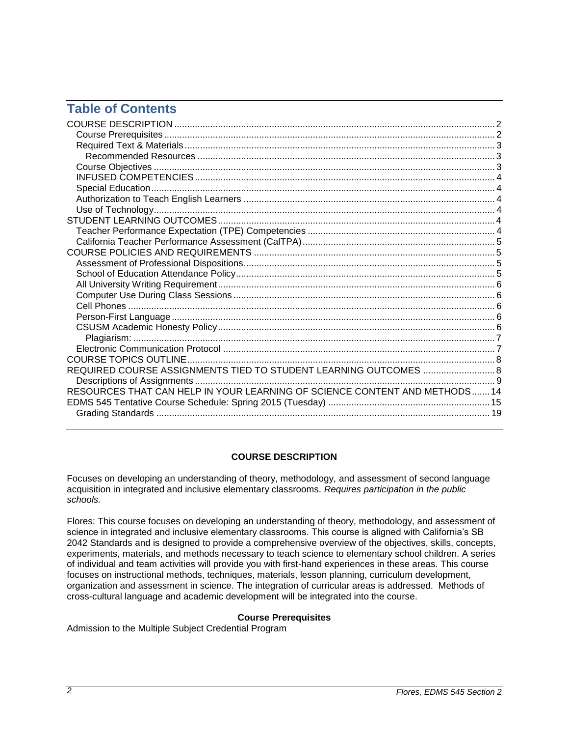# Table of Contents

- COURSE DESCRIPTION ........ 2
  - Course Prerequisites ........ 2
  - Required Text & Materials ........ 3
    - Recommended Resources ........ 3
  - Course Objectives ........ 3
  - INFUSED COMPETENCIES ........ 4
  - Special Education ........ 4
  - Authorization to Teach English Learners ........ 4
  - Use of Technology ........ 4
- STUDENT LEARNING OUTCOMES ........ 4
  - Teacher Performance Expectation (TPE) Competencies ........ 4
  - California Teacher Performance Assessment (CalTPA) ........ 5
- COURSE POLICIES AND REQUIREMENTS ........ 5
  - Assessment of Professional Dispositions ........ 5
  - School of Education Attendance Policy ........ 5
  - All University Writing Requirement ........ 6
  - Computer Use During Class Sessions ........ 6
  - Cell Phones ........ 6
  - Person-First Language ........ 6
  - CSUSM Academic Honesty Policy ........ 6
    - Plagiarism: ........ 7
  - Electronic Communication Protocol ........ 7
- COURSE TOPICS OUTLINE ........ 8
- REQUIRED COURSE ASSIGNMENTS TIED TO STUDENT LEARNING OUTCOMES ........ 8
  - Descriptions of Assignments ........ 9
- RESOURCES THAT CAN HELP IN YOUR LEARNING OF SCIENCE CONTENT AND METHODS ........ 14
- EDMS 545 Tentative Course Schedule: Spring 2015 (Tuesday) ........ 15
  - Grading Standards ........ 19

## COURSE DESCRIPTION

Focuses on developing an understanding of theory, methodology, and assessment of second language acquisition in integrated and inclusive elementary classrooms. *Requires participation in the public schools.*

Flores: This course focuses on developing an understanding of theory, methodology, and assessment of science in integrated and inclusive elementary classrooms. This course is aligned with California's SB 2042 Standards and is designed to provide a comprehensive overview of the objectives, skills, concepts, experiments, materials, and methods necessary to teach science to elementary school children. A series of individual and team activities will provide you with first-hand experiences in these areas. This course focuses on instructional methods, techniques, materials, lesson planning, curriculum development, organization and assessment in science. The integration of curricular areas is addressed. Methods of cross-cultural language and academic development will be integrated into the course.

### Course Prerequisites

Admission to the Multiple Subject Credential Program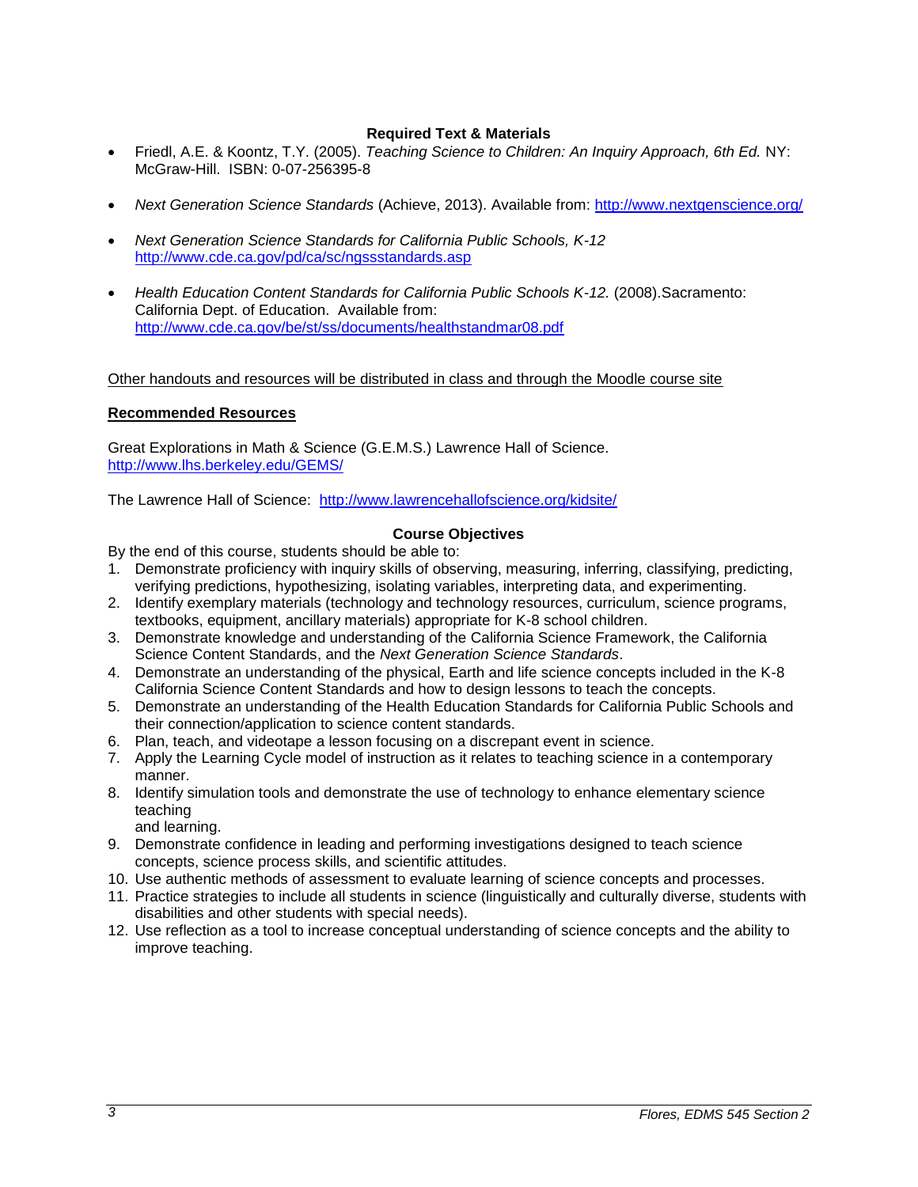### Required Text & Materials

- Friedl, A.E. & Koontz, T.Y. (2005). *Teaching Science to Children: An Inquiry Approach, 6th Ed.* NY: McGraw-Hill. ISBN: 0-07-256395-8
- *Next Generation Science Standards* (Achieve, 2013). Available from: http://www.nextgenscience.org/
- *Next Generation Science Standards for California Public Schools, K-12* http://www.cde.ca.gov/pd/ca/sc/ngssstandards.asp
- *Health Education Content Standards for California Public Schools K-12.* (2008).Sacramento: California Dept. of Education. Available from: http://www.cde.ca.gov/be/st/ss/documents/healthstandmar08.pdf

Other handouts and resources will be distributed in class and through the Moodle course site

**Recommended Resources**

Great Explorations in Math & Science (G.E.M.S.) Lawrence Hall of Science. http://www.lhs.berkeley.edu/GEMS/

The Lawrence Hall of Science: http://www.lawrencehallofscience.org/kidsite/

### Course Objectives

By the end of this course, students should be able to:

1. Demonstrate proficiency with inquiry skills of observing, measuring, inferring, classifying, predicting, verifying predictions, hypothesizing, isolating variables, interpreting data, and experimenting.
2. Identify exemplary materials (technology and technology resources, curriculum, science programs, textbooks, equipment, ancillary materials) appropriate for K-8 school children.
3. Demonstrate knowledge and understanding of the California Science Framework, the California Science Content Standards, and the *Next Generation Science Standards*.
4. Demonstrate an understanding of the physical, Earth and life science concepts included in the K-8 California Science Content Standards and how to design lessons to teach the concepts.
5. Demonstrate an understanding of the Health Education Standards for California Public Schools and their connection/application to science content standards.
6. Plan, teach, and videotape a lesson focusing on a discrepant event in science.
7. Apply the Learning Cycle model of instruction as it relates to teaching science in a contemporary manner.
8. Identify simulation tools and demonstrate the use of technology to enhance elementary science teaching
   and learning.
9. Demonstrate confidence in leading and performing investigations designed to teach science concepts, science process skills, and scientific attitudes.
10. Use authentic methods of assessment to evaluate learning of science concepts and processes.
11. Practice strategies to include all students in science (linguistically and culturally diverse, students with disabilities and other students with special needs).
12. Use reflection as a tool to increase conceptual understanding of science concepts and the ability to improve teaching.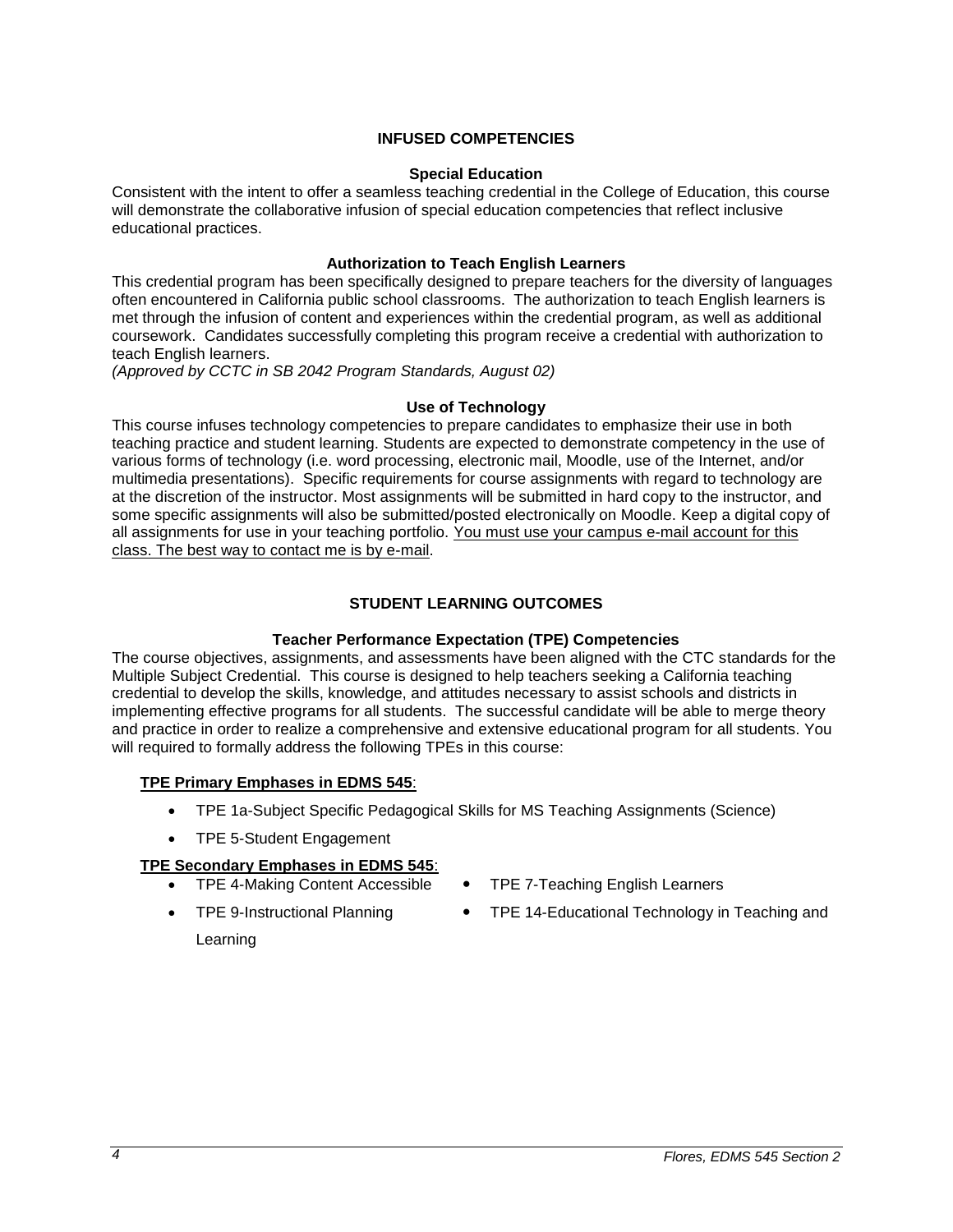## INFUSED COMPETENCIES

### Special Education

Consistent with the intent to offer a seamless teaching credential in the College of Education, this course will demonstrate the collaborative infusion of special education competencies that reflect inclusive educational practices.

### Authorization to Teach English Learners

This credential program has been specifically designed to prepare teachers for the diversity of languages often encountered in California public school classrooms. The authorization to teach English learners is met through the infusion of content and experiences within the credential program, as well as additional coursework. Candidates successfully completing this program receive a credential with authorization to teach English learners.
*(Approved by CCTC in SB 2042 Program Standards, August 02)*

### Use of Technology

This course infuses technology competencies to prepare candidates to emphasize their use in both teaching practice and student learning. Students are expected to demonstrate competency in the use of various forms of technology (i.e. word processing, electronic mail, Moodle, use of the Internet, and/or multimedia presentations). Specific requirements for course assignments with regard to technology are at the discretion of the instructor. Most assignments will be submitted in hard copy to the instructor, and some specific assignments will also be submitted/posted electronically on Moodle. Keep a digital copy of all assignments for use in your teaching portfolio. <u>You must use your campus e-mail account for this class. The best way to contact me is by e-mail</u>.

## STUDENT LEARNING OUTCOMES

### Teacher Performance Expectation (TPE) Competencies

The course objectives, assignments, and assessments have been aligned with the CTC standards for the Multiple Subject Credential. This course is designed to help teachers seeking a California teaching credential to develop the skills, knowledge, and attitudes necessary to assist schools and districts in implementing effective programs for all students. The successful candidate will be able to merge theory and practice in order to realize a comprehensive and extensive educational program for all students. You will required to formally address the following TPEs in this course:

**<u>TPE Primary Emphases in EDMS 545</u>**:

- TPE 1a-Subject Specific Pedagogical Skills for MS Teaching Assignments (Science)
- TPE 5-Student Engagement

**<u>TPE Secondary Emphases in EDMS 545</u>**:

- TPE 4-Making Content Accessible
- TPE 7-Teaching English Learners
- TPE 9-Instructional Planning
- TPE 14-Educational Technology in Teaching and Learning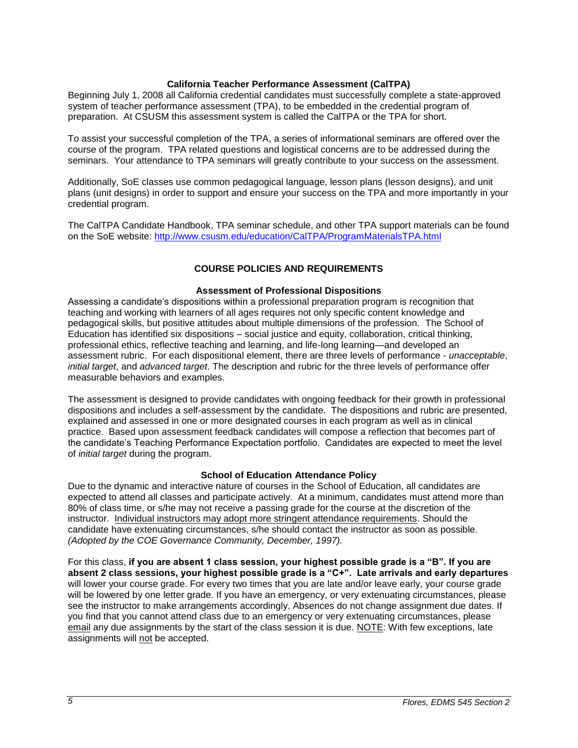### California Teacher Performance Assessment (CalTPA)

Beginning July 1, 2008 all California credential candidates must successfully complete a state-approved system of teacher performance assessment (TPA), to be embedded in the credential program of preparation. At CSUSM this assessment system is called the CalTPA or the TPA for short.

To assist your successful completion of the TPA, a series of informational seminars are offered over the course of the program. TPA related questions and logistical concerns are to be addressed during the seminars. Your attendance to TPA seminars will greatly contribute to your success on the assessment.

Additionally, SoE classes use common pedagogical language, lesson plans (lesson designs), and unit plans (unit designs) in order to support and ensure your success on the TPA and more importantly in your credential program.

The CalTPA Candidate Handbook, TPA seminar schedule, and other TPA support materials can be found on the SoE website: [http://www.csusm.edu/education/CalTPA/ProgramMaterialsTPA.html](http://www.csusm.edu/education/CalTPA/ProgramMaterialsTPA.html)

## COURSE POLICIES AND REQUIREMENTS

### Assessment of Professional Dispositions

Assessing a candidate's dispositions within a professional preparation program is recognition that teaching and working with learners of all ages requires not only specific content knowledge and pedagogical skills, but positive attitudes about multiple dimensions of the profession. The School of Education has identified six dispositions – social justice and equity, collaboration, critical thinking, professional ethics, reflective teaching and learning, and life-long learning—and developed an assessment rubric. For each dispositional element, there are three levels of performance - *unacceptable*, *initial target*, and *advanced target*. The description and rubric for the three levels of performance offer measurable behaviors and examples.

The assessment is designed to provide candidates with ongoing feedback for their growth in professional dispositions and includes a self-assessment by the candidate. The dispositions and rubric are presented, explained and assessed in one or more designated courses in each program as well as in clinical practice. Based upon assessment feedback candidates will compose a reflection that becomes part of the candidate's Teaching Performance Expectation portfolio. Candidates are expected to meet the level of *initial target* during the program.

### School of Education Attendance Policy

Due to the dynamic and interactive nature of courses in the School of Education, all candidates are expected to attend all classes and participate actively. At a minimum, candidates must attend more than 80% of class time, or s/he may not receive a passing grade for the course at the discretion of the instructor. Individual instructors may adopt more stringent attendance requirements. Should the candidate have extenuating circumstances, s/he should contact the instructor as soon as possible. *(Adopted by the COE Governance Community, December, 1997).*

For this class, **if you are absent 1 class session, your highest possible grade is a "B". If you are absent 2 class sessions, your highest possible grade is a "C+". Late arrivals and early departures** will lower your course grade. For every two times that you are late and/or leave early, your course grade will be lowered by one letter grade. If you have an emergency, or very extenuating circumstances, please see the instructor to make arrangements accordingly. Absences do not change assignment due dates. If you find that you cannot attend class due to an emergency or very extenuating circumstances, please email any due assignments by the start of the class session it is due. NOTE: With few exceptions, late assignments will not be accepted.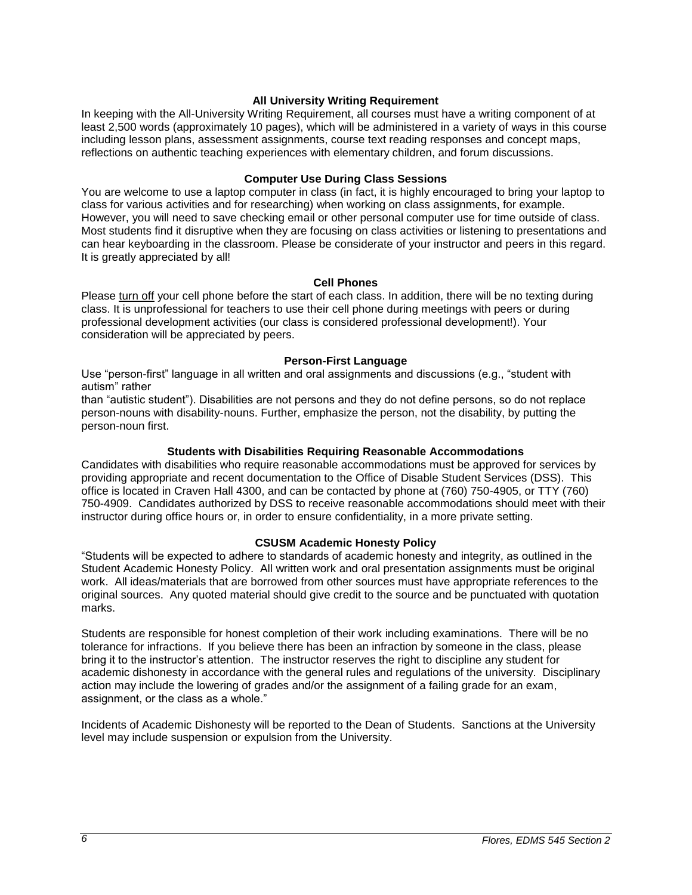### All University Writing Requirement

In keeping with the All-University Writing Requirement, all courses must have a writing component of at least 2,500 words (approximately 10 pages), which will be administered in a variety of ways in this course including lesson plans, assessment assignments, course text reading responses and concept maps, reflections on authentic teaching experiences with elementary children, and forum discussions.

### Computer Use During Class Sessions

You are welcome to use a laptop computer in class (in fact, it is highly encouraged to bring your laptop to class for various activities and for researching) when working on class assignments, for example. However, you will need to save checking email or other personal computer use for time outside of class. Most students find it disruptive when they are focusing on class activities or listening to presentations and can hear keyboarding in the classroom. Please be considerate of your instructor and peers in this regard. It is greatly appreciated by all!

### Cell Phones

Please turn off your cell phone before the start of each class. In addition, there will be no texting during class. It is unprofessional for teachers to use their cell phone during meetings with peers or during professional development activities (our class is considered professional development!). Your consideration will be appreciated by peers.

### Person-First Language

Use "person-first" language in all written and oral assignments and discussions (e.g., "student with autism" rather
than "autistic student"). Disabilities are not persons and they do not define persons, so do not replace person-nouns with disability-nouns. Further, emphasize the person, not the disability, by putting the person-noun first.

### Students with Disabilities Requiring Reasonable Accommodations

Candidates with disabilities who require reasonable accommodations must be approved for services by providing appropriate and recent documentation to the Office of Disable Student Services (DSS). This office is located in Craven Hall 4300, and can be contacted by phone at (760) 750-4905, or TTY (760) 750-4909. Candidates authorized by DSS to receive reasonable accommodations should meet with their instructor during office hours or, in order to ensure confidentiality, in a more private setting.

### CSUSM Academic Honesty Policy

"Students will be expected to adhere to standards of academic honesty and integrity, as outlined in the Student Academic Honesty Policy. All written work and oral presentation assignments must be original work. All ideas/materials that are borrowed from other sources must have appropriate references to the original sources. Any quoted material should give credit to the source and be punctuated with quotation marks.

Students are responsible for honest completion of their work including examinations. There will be no tolerance for infractions. If you believe there has been an infraction by someone in the class, please bring it to the instructor's attention. The instructor reserves the right to discipline any student for academic dishonesty in accordance with the general rules and regulations of the university. Disciplinary action may include the lowering of grades and/or the assignment of a failing grade for an exam, assignment, or the class as a whole."

Incidents of Academic Dishonesty will be reported to the Dean of Students. Sanctions at the University level may include suspension or expulsion from the University.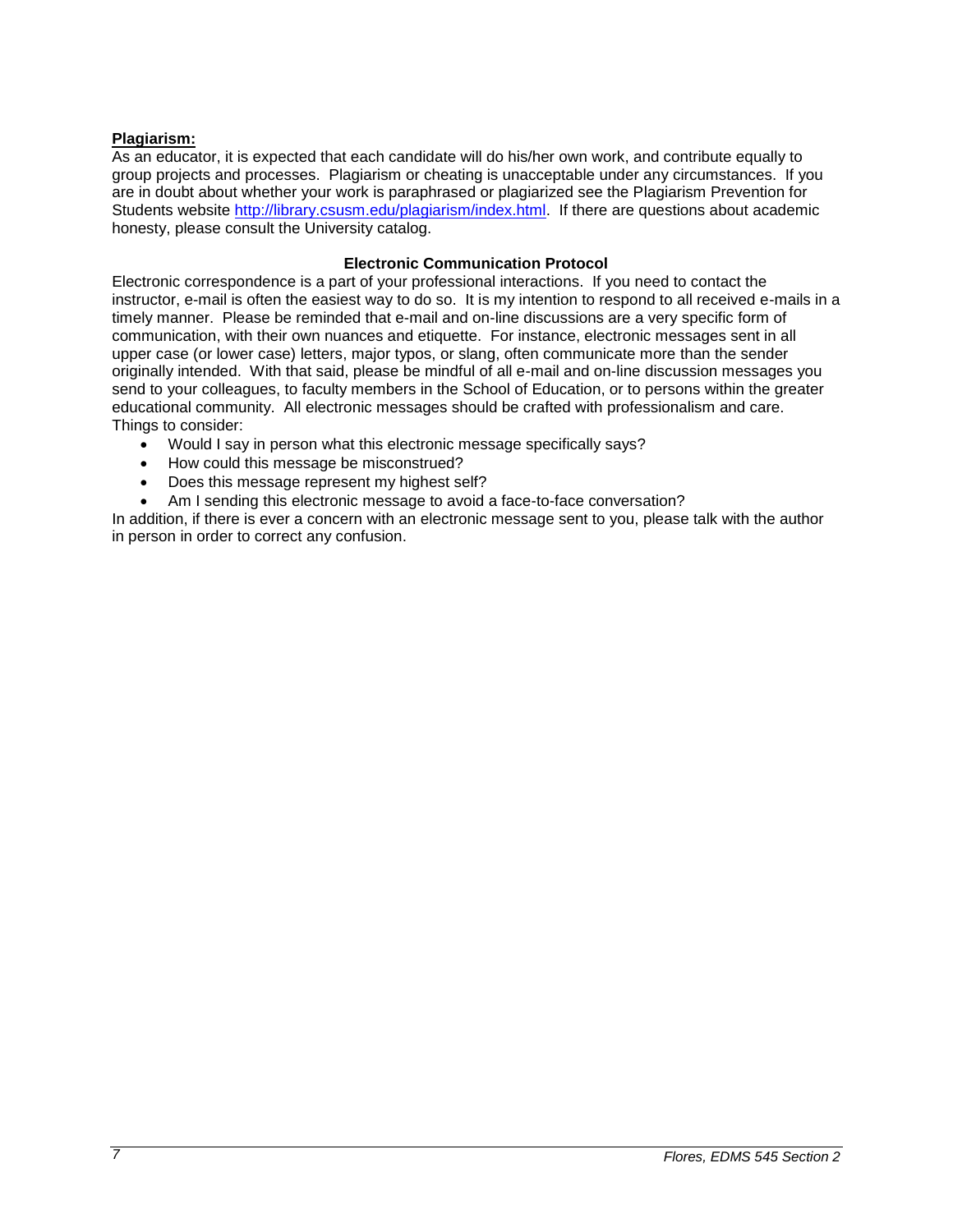**Plagiarism:**

As an educator, it is expected that each candidate will do his/her own work, and contribute equally to group projects and processes. Plagiarism or cheating is unacceptable under any circumstances. If you are in doubt about whether your work is paraphrased or plagiarized see the Plagiarism Prevention for Students website http://library.csusm.edu/plagiarism/index.html. If there are questions about academic honesty, please consult the University catalog.

### Electronic Communication Protocol

Electronic correspondence is a part of your professional interactions. If you need to contact the instructor, e-mail is often the easiest way to do so. It is my intention to respond to all received e-mails in a timely manner. Please be reminded that e-mail and on-line discussions are a very specific form of communication, with their own nuances and etiquette. For instance, electronic messages sent in all upper case (or lower case) letters, major typos, or slang, often communicate more than the sender originally intended. With that said, please be mindful of all e-mail and on-line discussion messages you send to your colleagues, to faculty members in the School of Education, or to persons within the greater educational community. All electronic messages should be crafted with professionalism and care. Things to consider:

- Would I say in person what this electronic message specifically says?
- How could this message be misconstrued?
- Does this message represent my highest self?
- Am I sending this electronic message to avoid a face-to-face conversation?

In addition, if there is ever a concern with an electronic message sent to you, please talk with the author in person in order to correct any confusion.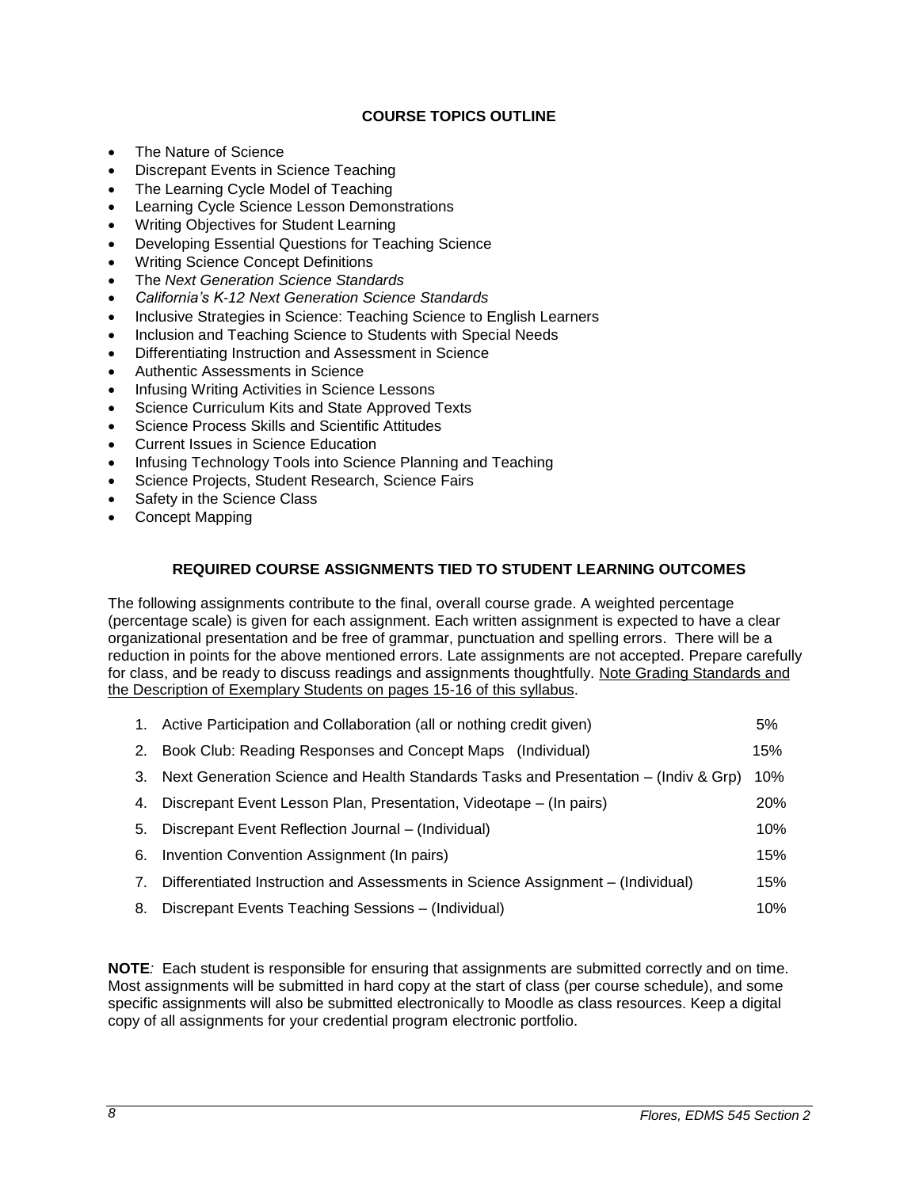## COURSE TOPICS OUTLINE

- The Nature of Science
- Discrepant Events in Science Teaching
- The Learning Cycle Model of Teaching
- Learning Cycle Science Lesson Demonstrations
- Writing Objectives for Student Learning
- Developing Essential Questions for Teaching Science
- Writing Science Concept Definitions
- The *Next Generation Science Standards*
- *California's K-12 Next Generation Science Standards*
- Inclusive Strategies in Science: Teaching Science to English Learners
- Inclusion and Teaching Science to Students with Special Needs
- Differentiating Instruction and Assessment in Science
- Authentic Assessments in Science
- Infusing Writing Activities in Science Lessons
- Science Curriculum Kits and State Approved Texts
- Science Process Skills and Scientific Attitudes
- Current Issues in Science Education
- Infusing Technology Tools into Science Planning and Teaching
- Science Projects, Student Research, Science Fairs
- Safety in the Science Class
- Concept Mapping

## REQUIRED COURSE ASSIGNMENTS TIED TO STUDENT LEARNING OUTCOMES

The following assignments contribute to the final, overall course grade. A weighted percentage (percentage scale) is given for each assignment. Each written assignment is expected to have a clear organizational presentation and be free of grammar, punctuation and spelling errors. There will be a reduction in points for the above mentioned errors. Late assignments are not accepted. Prepare carefully for class, and be ready to discuss readings and assignments thoughtfully. <u>Note Grading Standards and the Description of Exemplary Students on pages 15-16 of this syllabus</u>.

| | Assignment | Weight |
|---|---|---|
| 1. | Active Participation and Collaboration (all or nothing credit given) | 5% |
| 2. | Book Club: Reading Responses and Concept Maps (Individual) | 15% |
| 3. | Next Generation Science and Health Standards Tasks and Presentation – (Indiv & Grp) | 10% |
| 4. | Discrepant Event Lesson Plan, Presentation, Videotape – (In pairs) | 20% |
| 5. | Discrepant Event Reflection Journal – (Individual) | 10% |
| 6. | Invention Convention Assignment (In pairs) | 15% |
| 7. | Differentiated Instruction and Assessments in Science Assignment – (Individual) | 15% |
| 8. | Discrepant Events Teaching Sessions – (Individual) | 10% |

**NOTE***:* Each student is responsible for ensuring that assignments are submitted correctly and on time. Most assignments will be submitted in hard copy at the start of class (per course schedule), and some specific assignments will also be submitted electronically to Moodle as class resources. Keep a digital copy of all assignments for your credential program electronic portfolio.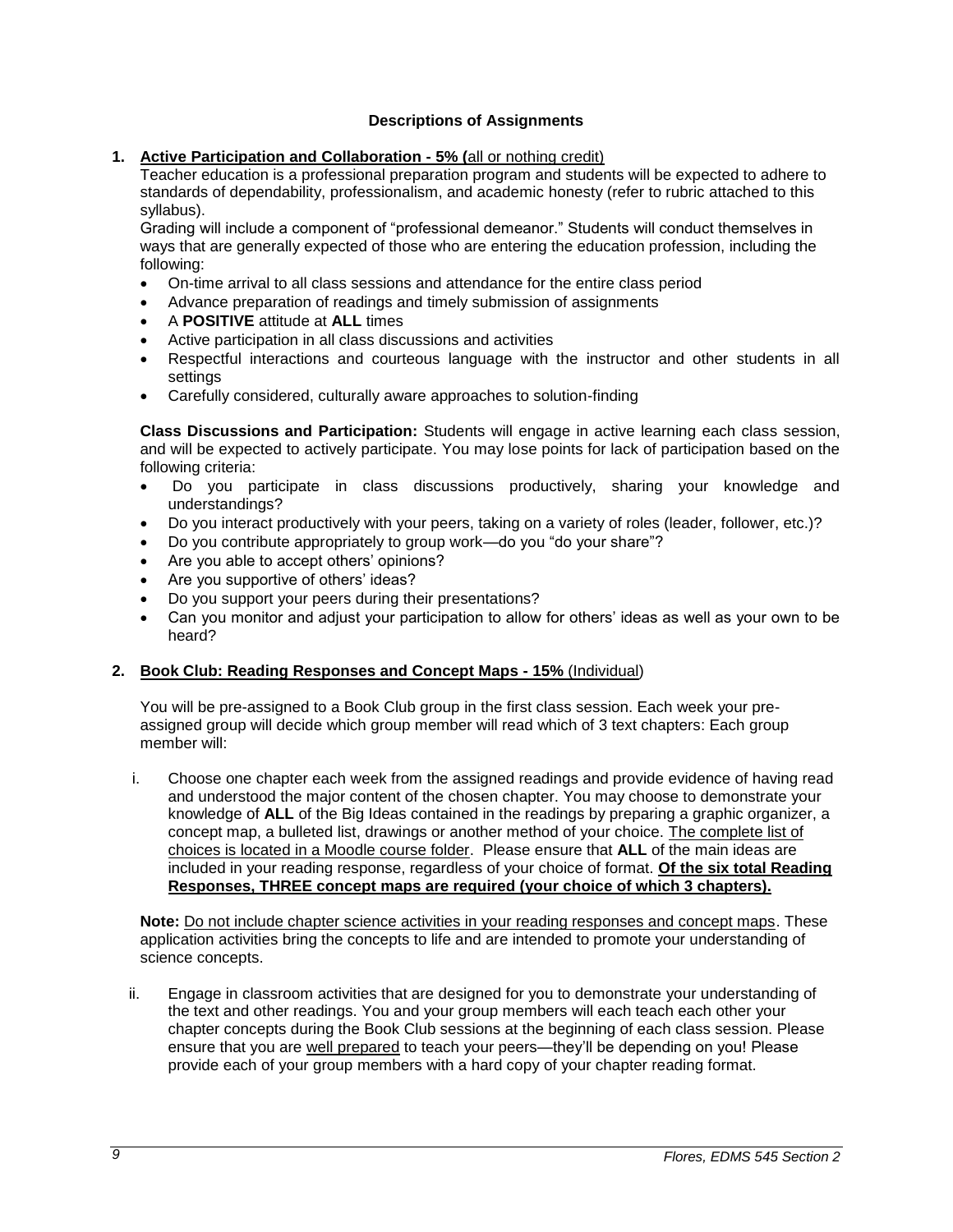### Descriptions of Assignments

1. **Active Participation and Collaboration - 5% (**all or nothing credit)

   Teacher education is a professional preparation program and students will be expected to adhere to standards of dependability, professionalism, and academic honesty (refer to rubric attached to this syllabus).

   Grading will include a component of "professional demeanor." Students will conduct themselves in ways that are generally expected of those who are entering the education profession, including the following:

   - On-time arrival to all class sessions and attendance for the entire class period
   - Advance preparation of readings and timely submission of assignments
   - A **POSITIVE** attitude at **ALL** times
   - Active participation in all class discussions and activities
   - Respectful interactions and courteous language with the instructor and other students in all settings
   - Carefully considered, culturally aware approaches to solution-finding

   **Class Discussions and Participation:** Students will engage in active learning each class session, and will be expected to actively participate. You may lose points for lack of participation based on the following criteria:

   - Do you participate in class discussions productively, sharing your knowledge and understandings?
   - Do you interact productively with your peers, taking on a variety of roles (leader, follower, etc.)?
   - Do you contribute appropriately to group work—do you "do your share"?
   - Are you able to accept others' opinions?
   - Are you supportive of others' ideas?
   - Do you support your peers during their presentations?
   - Can you monitor and adjust your participation to allow for others' ideas as well as your own to be heard?

2. **Book Club: Reading Responses and Concept Maps - 15%** (Individual)

   You will be pre-assigned to a Book Club group in the first class session. Each week your pre-assigned group will decide which group member will read which of 3 text chapters: Each group member will:

   i. Choose one chapter each week from the assigned readings and provide evidence of having read and understood the major content of the chosen chapter. You may choose to demonstrate your knowledge of **ALL** of the Big Ideas contained in the readings by preparing a graphic organizer, a concept map, a bulleted list, drawings or another method of your choice. The complete list of choices is located in a Moodle course folder. Please ensure that **ALL** of the main ideas are included in your reading response, regardless of your choice of format. **Of the six total Reading Responses, THREE concept maps are required (your choice of which 3 chapters).**

   **Note:** Do not include chapter science activities in your reading responses and concept maps. These application activities bring the concepts to life and are intended to promote your understanding of science concepts.

   ii. Engage in classroom activities that are designed for you to demonstrate your understanding of the text and other readings. You and your group members will each teach each other your chapter concepts during the Book Club sessions at the beginning of each class session. Please ensure that you are well prepared to teach your peers—they'll be depending on you! Please provide each of your group members with a hard copy of your chapter reading format.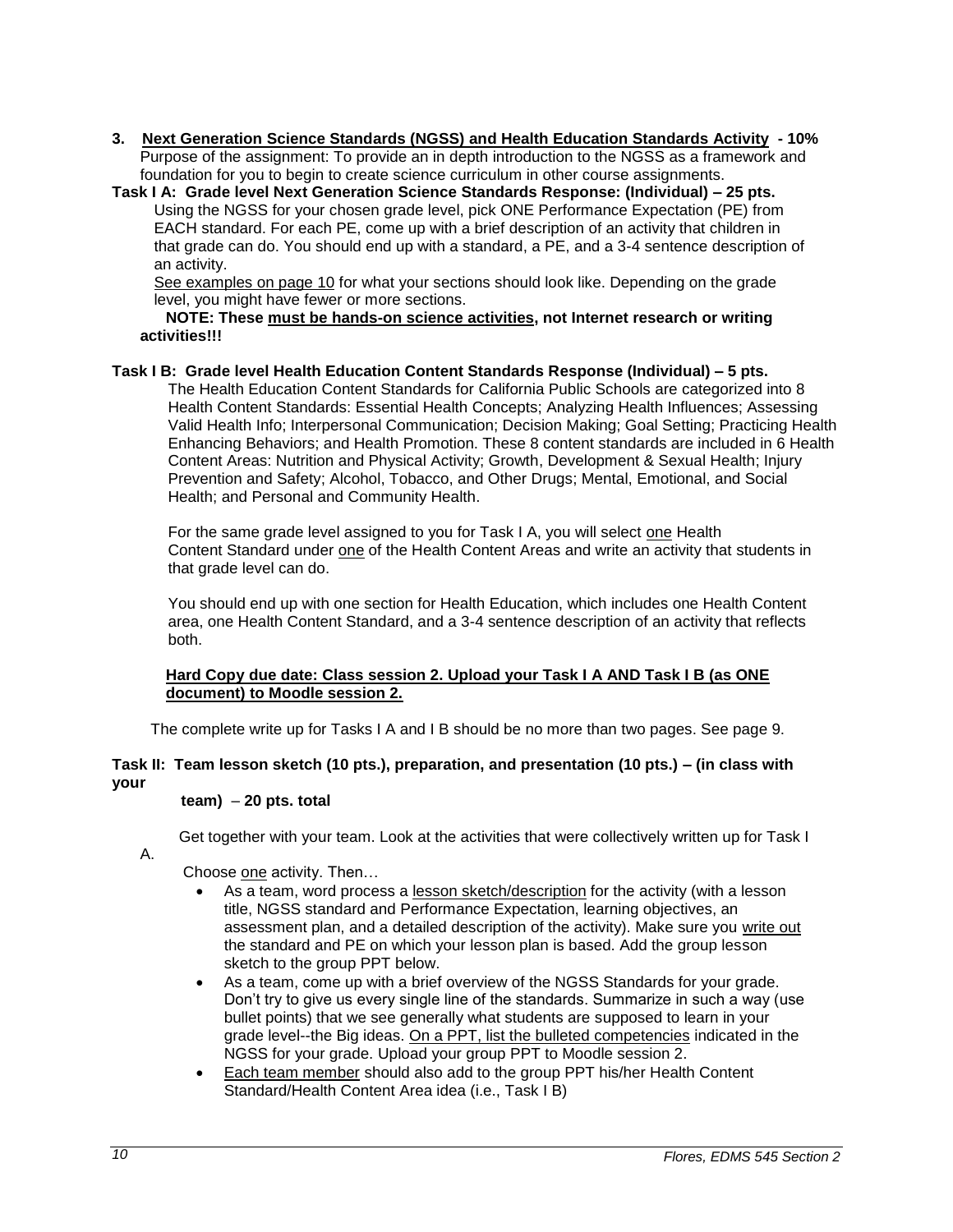**3. <u>Next Generation Science Standards (NGSS) and Health Education Standards Activity</u> - 10%**

Purpose of the assignment: To provide an in depth introduction to the NGSS as a framework and foundation for you to begin to create science curriculum in other course assignments.

**Task I A: Grade level Next Generation Science Standards Response: (Individual) – 25 pts.**

Using the NGSS for your chosen grade level, pick ONE Performance Expectation (PE) from EACH standard. For each PE, come up with a brief description of an activity that children in that grade can do. You should end up with a standard, a PE, and a 3-4 sentence description of an activity.

<u>See examples on page 10</u> for what your sections should look like. Depending on the grade level, you might have fewer or more sections.

**NOTE: These <u>must be hands-on science activities</u>, not Internet research or writing activities!!!**

**Task I B: Grade level Health Education Content Standards Response (Individual) – 5 pts.**

The Health Education Content Standards for California Public Schools are categorized into 8 Health Content Standards: Essential Health Concepts; Analyzing Health Influences; Assessing Valid Health Info; Interpersonal Communication; Decision Making; Goal Setting; Practicing Health Enhancing Behaviors; and Health Promotion. These 8 content standards are included in 6 Health Content Areas: Nutrition and Physical Activity; Growth, Development & Sexual Health; Injury Prevention and Safety; Alcohol, Tobacco, and Other Drugs; Mental, Emotional, and Social Health; and Personal and Community Health.

For the same grade level assigned to you for Task I A, you will select <u>one</u> Health Content Standard under <u>one</u> of the Health Content Areas and write an activity that students in that grade level can do.

You should end up with one section for Health Education, which includes one Health Content area, one Health Content Standard, and a 3-4 sentence description of an activity that reflects both.

**<u>Hard Copy due date: Class session 2. Upload your Task I A AND Task I B (as ONE document) to Moodle session 2.</u>**

The complete write up for Tasks I A and I B should be no more than two pages. See page 9.

**Task II: Team lesson sketch (10 pts.), preparation, and presentation (10 pts.) – (in class with your team) – 20 pts. total**

Get together with your team. Look at the activities that were collectively written up for Task I A.

Choose <u>one</u> activity. Then…

- As a team, word process a <u>lesson sketch/description</u> for the activity (with a lesson title, NGSS standard and Performance Expectation, learning objectives, an assessment plan, and a detailed description of the activity). Make sure you <u>write out</u> the standard and PE on which your lesson plan is based. Add the group lesson sketch to the group PPT below.
- As a team, come up with a brief overview of the NGSS Standards for your grade. Don't try to give us every single line of the standards. Summarize in such a way (use bullet points) that we see generally what students are supposed to learn in your grade level--the Big ideas. <u>On a PPT, list the bulleted competencies</u> indicated in the NGSS for your grade. Upload your group PPT to Moodle session 2.
- <u>Each team member</u> should also add to the group PPT his/her Health Content Standard/Health Content Area idea (i.e., Task I B)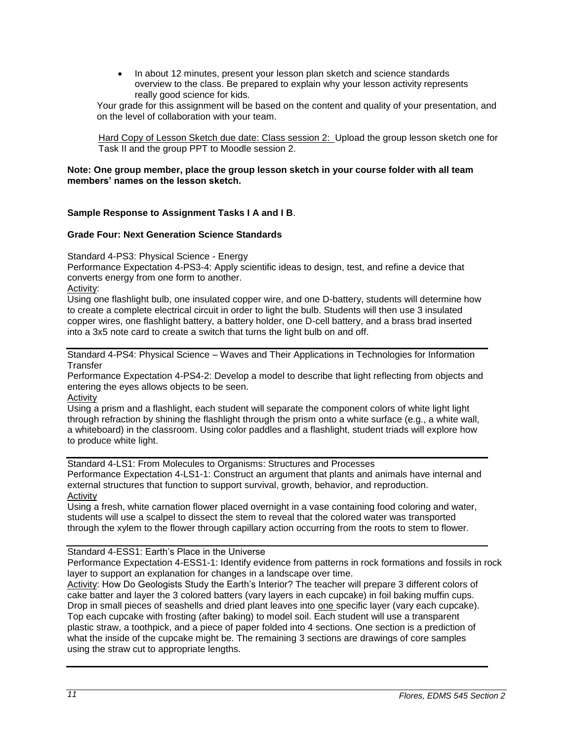- In about 12 minutes, present your lesson plan sketch and science standards overview to the class. Be prepared to explain why your lesson activity represents really good science for kids.

Your grade for this assignment will be based on the content and quality of your presentation, and on the level of collaboration with your team.

Hard Copy of Lesson Sketch due date: Class session 2: Upload the group lesson sketch one for Task II and the group PPT to Moodle session 2.

**Note: One group member, place the group lesson sketch in your course folder with all team members' names on the lesson sketch.**

**Sample Response to Assignment Tasks I A and I B**.

**Grade Four: Next Generation Science Standards**

Standard 4-PS3: Physical Science - Energy
Performance Expectation 4-PS3-4: Apply scientific ideas to design, test, and refine a device that converts energy from one form to another.
Activity:
Using one flashlight bulb, one insulated copper wire, and one D-battery, students will determine how to create a complete electrical circuit in order to light the bulb. Students will then use 3 insulated copper wires, one flashlight battery, a battery holder, one D-cell battery, and a brass brad inserted into a 3x5 note card to create a switch that turns the light bulb on and off.

---

Standard 4-PS4: Physical Science – Waves and Their Applications in Technologies for Information Transfer
Performance Expectation 4-PS4-2: Develop a model to describe that light reflecting from objects and entering the eyes allows objects to be seen.
Activity
Using a prism and a flashlight, each student will separate the component colors of white light light through refraction by shining the flashlight through the prism onto a white surface (e.g., a white wall, a whiteboard) in the classroom. Using color paddles and a flashlight, student triads will explore how to produce white light.

---

Standard 4-LS1: From Molecules to Organisms: Structures and Processes
Performance Expectation 4-LS1-1: Construct an argument that plants and animals have internal and external structures that function to support survival, growth, behavior, and reproduction.
Activity
Using a fresh, white carnation flower placed overnight in a vase containing food coloring and water, students will use a scalpel to dissect the stem to reveal that the colored water was transported through the xylem to the flower through capillary action occurring from the roots to stem to flower.

---

Standard 4-ESS1: Earth's Place in the Universe
Performance Expectation 4-ESS1-1: Identify evidence from patterns in rock formations and fossils in rock layer to support an explanation for changes in a landscape over time.
Activity: How Do Geologists Study the Earth's Interior? The teacher will prepare 3 different colors of cake batter and layer the 3 colored batters (vary layers in each cupcake) in foil baking muffin cups. Drop in small pieces of seashells and dried plant leaves into one specific layer (vary each cupcake). Top each cupcake with frosting (after baking) to model soil. Each student will use a transparent plastic straw, a toothpick, and a piece of paper folded into 4 sections. One section is a prediction of what the inside of the cupcake might be. The remaining 3 sections are drawings of core samples using the straw cut to appropriate lengths.

---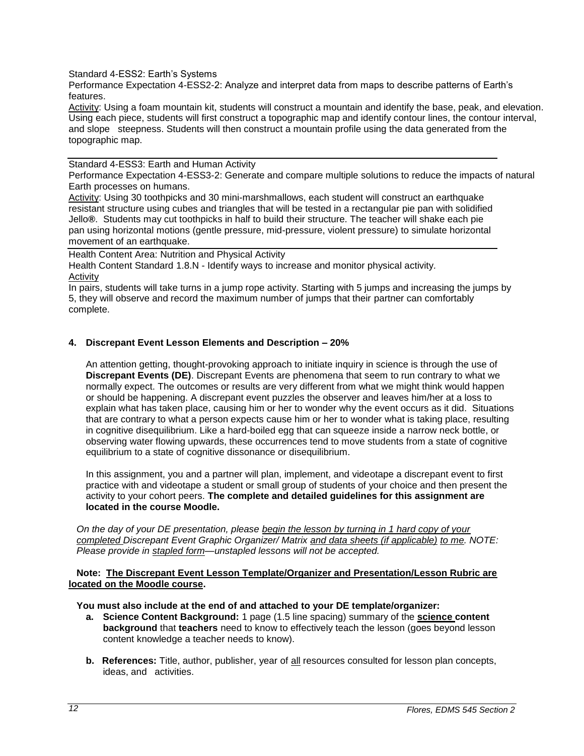Standard 4-ESS2: Earth's Systems

Performance Expectation 4-ESS2-2: Analyze and interpret data from maps to describe patterns of Earth's features.

Activity: Using a foam mountain kit, students will construct a mountain and identify the base, peak, and elevation. Using each piece, students will first construct a topographic map and identify contour lines, the contour interval, and slope steepness. Students will then construct a mountain profile using the data generated from the topographic map.

---

Standard 4-ESS3: Earth and Human Activity

Performance Expectation 4-ESS3-2: Generate and compare multiple solutions to reduce the impacts of natural Earth processes on humans.

Activity: Using 30 toothpicks and 30 mini-marshmallows, each student will construct an earthquake resistant structure using cubes and triangles that will be tested in a rectangular pie pan with solidified Jello®. Students may cut toothpicks in half to build their structure. The teacher will shake each pie pan using horizontal motions (gentle pressure, mid-pressure, violent pressure) to simulate horizontal movement of an earthquake.

---

Health Content Area: Nutrition and Physical Activity

Health Content Standard 1.8.N - Identify ways to increase and monitor physical activity.

Activity

In pairs, students will take turns in a jump rope activity. Starting with 5 jumps and increasing the jumps by 5, they will observe and record the maximum number of jumps that their partner can comfortably complete.

### 4. Discrepant Event Lesson Elements and Description – 20%

An attention getting, thought-provoking approach to initiate inquiry in science is through the use of **Discrepant Events (DE)**. Discrepant Events are phenomena that seem to run contrary to what we normally expect. The outcomes or results are very different from what we might think would happen or should be happening. A discrepant event puzzles the observer and leaves him/her at a loss to explain what has taken place, causing him or her to wonder why the event occurs as it did. Situations that are contrary to what a person expects cause him or her to wonder what is taking place, resulting in cognitive disequilibrium. Like a hard-boiled egg that can squeeze inside a narrow neck bottle, or observing water flowing upwards, these occurrences tend to move students from a state of cognitive equilibrium to a state of cognitive dissonance or disequilibrium.

In this assignment, you and a partner will plan, implement, and videotape a discrepant event to first practice with and videotape a student or small group of students of your choice and then present the activity to your cohort peers. **The complete and detailed guidelines for this assignment are located in the course Moodle.**

*On the day of your DE presentation, please begin the lesson by turning in 1 hard copy of your completed Discrepant Event Graphic Organizer/ Matrix and data sheets (if applicable) to me. NOTE: Please provide in stapled form—unstapled lessons will not be accepted.*

**Note: The Discrepant Event Lesson Template/Organizer and Presentation/Lesson Rubric are located on the Moodle course.**

**You must also include at the end of and attached to your DE template/organizer:**

- **a. Science Content Background:** 1 page (1.5 line spacing) summary of the **science content background** that **teachers** need to know to effectively teach the lesson (goes beyond lesson content knowledge a teacher needs to know).
- **b. References:** Title, author, publisher, year of all resources consulted for lesson plan concepts, ideas, and activities.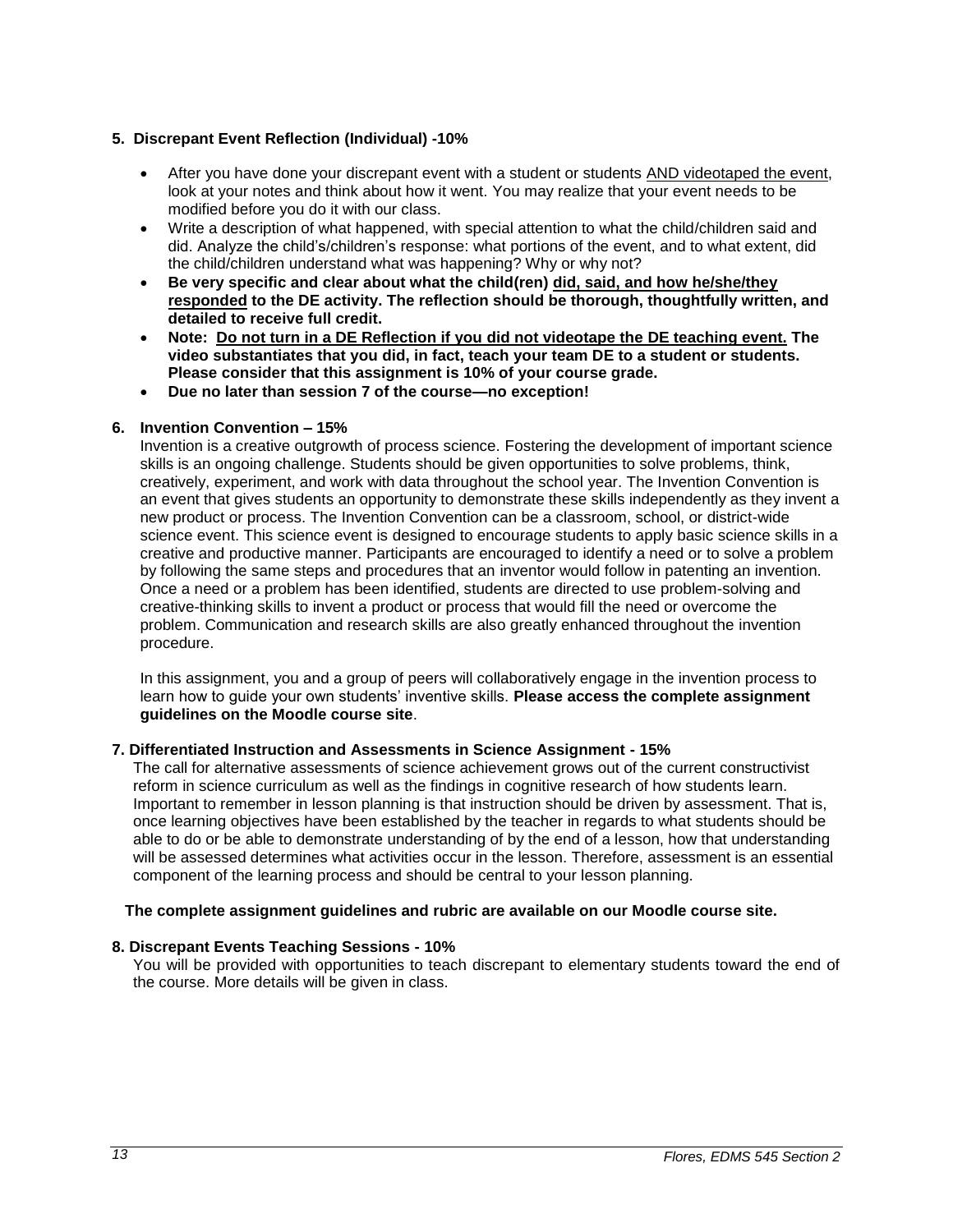**5. Discrepant Event Reflection (Individual) -10%**

- After you have done your discrepant event with a student or students <u>AND videotaped the event</u>, look at your notes and think about how it went. You may realize that your event needs to be modified before you do it with our class.
- Write a description of what happened, with special attention to what the child/children said and did. Analyze the child's/children's response: what portions of the event, and to what extent, did the child/children understand what was happening? Why or why not?
- **Be very specific and clear about what the child(ren) <u>did, said, and how he/she/they responded</u> to the DE activity. The reflection should be thorough, thoughtfully written, and detailed to receive full credit.**
- **Note: <u>Do not turn in a DE Reflection if you did not videotape the DE teaching event.</u> The video substantiates that you did, in fact, teach your team DE to a student or students. Please consider that this assignment is 10% of your course grade.**
- **Due no later than session 7 of the course—no exception!**

**6. Invention Convention – 15%**

Invention is a creative outgrowth of process science. Fostering the development of important science skills is an ongoing challenge. Students should be given opportunities to solve problems, think, creatively, experiment, and work with data throughout the school year. The Invention Convention is an event that gives students an opportunity to demonstrate these skills independently as they invent a new product or process. The Invention Convention can be a classroom, school, or district-wide science event. This science event is designed to encourage students to apply basic science skills in a creative and productive manner. Participants are encouraged to identify a need or to solve a problem by following the same steps and procedures that an inventor would follow in patenting an invention. Once a need or a problem has been identified, students are directed to use problem-solving and creative-thinking skills to invent a product or process that would fill the need or overcome the problem. Communication and research skills are also greatly enhanced throughout the invention procedure.

In this assignment, you and a group of peers will collaboratively engage in the invention process to learn how to guide your own students' inventive skills. **Please access the complete assignment guidelines on the Moodle course site**.

**7. Differentiated Instruction and Assessments in Science Assignment - 15%**

The call for alternative assessments of science achievement grows out of the current constructivist reform in science curriculum as well as the findings in cognitive research of how students learn. Important to remember in lesson planning is that instruction should be driven by assessment. That is, once learning objectives have been established by the teacher in regards to what students should be able to do or be able to demonstrate understanding of by the end of a lesson, how that understanding will be assessed determines what activities occur in the lesson. Therefore, assessment is an essential component of the learning process and should be central to your lesson planning.

**The complete assignment guidelines and rubric are available on our Moodle course site.**

**8. Discrepant Events Teaching Sessions - 10%**

You will be provided with opportunities to teach discrepant to elementary students toward the end of the course. More details will be given in class.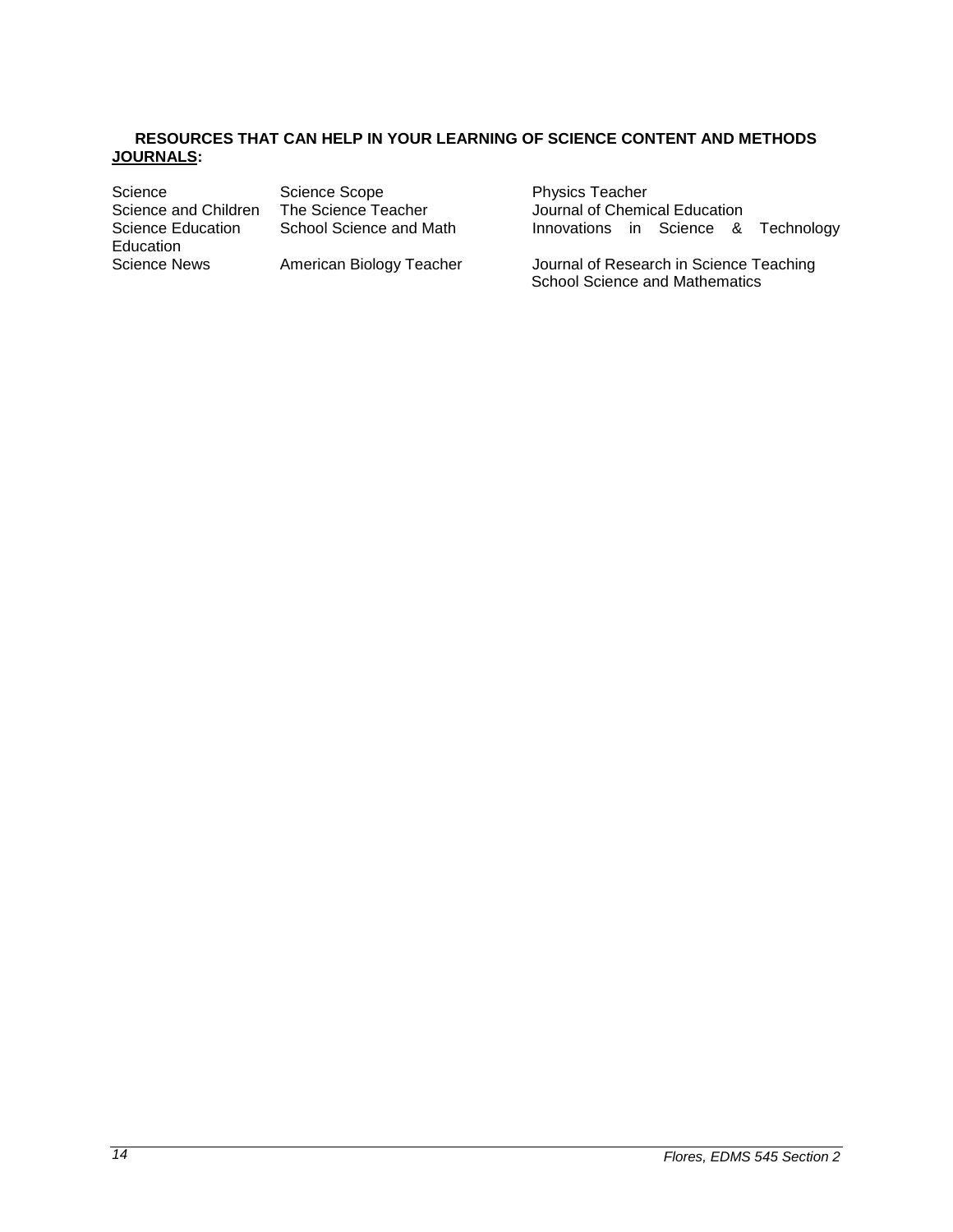**RESOURCES THAT CAN HELP IN YOUR LEARNING OF SCIENCE CONTENT AND METHODS**

**JOURNALS:**

| | | |
|---|---|---|
| Science | Science Scope | Physics Teacher |
| Science and Children | The Science Teacher | Journal of Chemical Education |
| Science Education | School Science and Math | Innovations in Science & Technology Education |
| Science News | American Biology Teacher | Journal of Research in Science Teaching |
| | | School Science and Mathematics |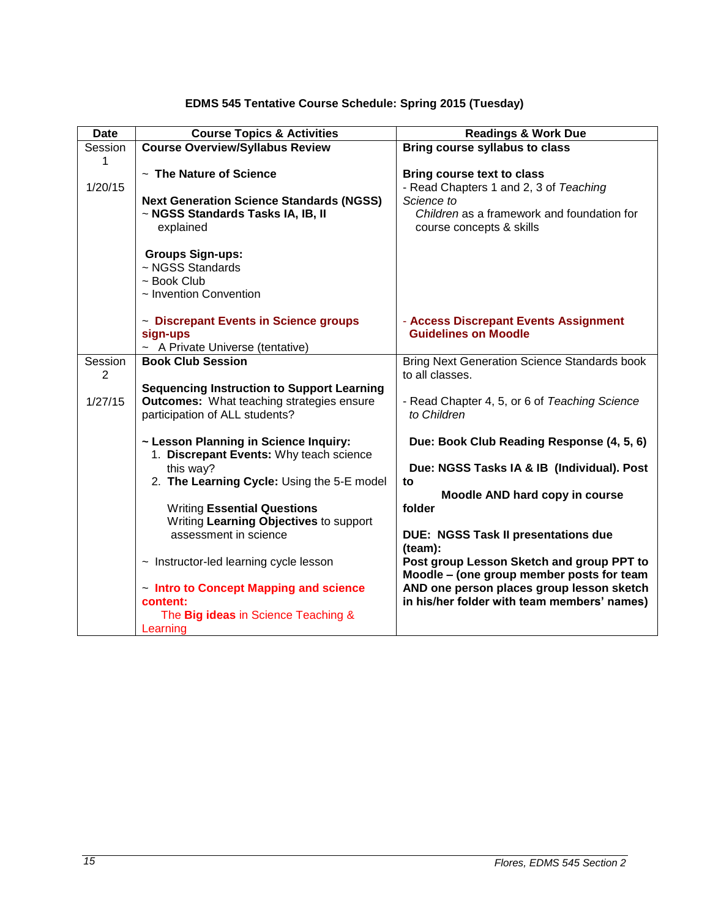**EDMS 545 Tentative Course Schedule: Spring 2015 (Tuesday)**

| Date | Course Topics & Activities | Readings & Work Due |
|---|---|---|
| Session 1<br><br>1/20/15 | **Course Overview/Syllabus Review**<br><br>~ **The Nature of Science**<br><br>**Next Generation Science Standards (NGSS)**<br>~ **NGSS Standards Tasks IA, IB, II** explained<br><br>**Groups Sign-ups:**<br>~ NGSS Standards<br>~ Book Club<br>~ Invention Convention<br><br>~ **Discrepant Events in Science groups sign-ups**<br>~ A Private Universe (tentative) | **Bring course syllabus to class**<br><br>**Bring course text to class**<br>- Read Chapters 1 and 2, 3 of *Teaching Science to Children* as a framework and foundation for course concepts & skills<br><br>- **Access Discrepant Events Assignment Guidelines on Moodle** |
| Session 2<br><br>1/27/15 | **Book Club Session**<br><br>**Sequencing Instruction to Support Learning Outcomes:** What teaching strategies ensure participation of ALL students?<br><br>**~ Lesson Planning in Science Inquiry:**<br>1. **Discrepant Events:** Why teach science this way?<br>2. **The Learning Cycle:** Using the 5-E model<br><br>Writing **Essential Questions**<br>Writing **Learning Objectives** to support assessment in science<br><br>~ Instructor-led learning cycle lesson<br><br>~ **Intro to Concept Mapping and science content:**<br>The **Big ideas** in Science Teaching & Learning | Bring Next Generation Science Standards book to all classes.<br><br>- Read Chapter 4, 5, or 6 of *Teaching Science to Children*<br><br>**Due: Book Club Reading Response (4, 5, 6)**<br><br>**Due: NGSS Tasks IA & IB (Individual). Post to Moodle AND hard copy in course folder**<br><br>**DUE: NGSS Task II presentations due (team):**<br>**Post group Lesson Sketch and group PPT to Moodle – (one group member posts for team AND one person places group lesson sketch in his/her folder with team members' names)** |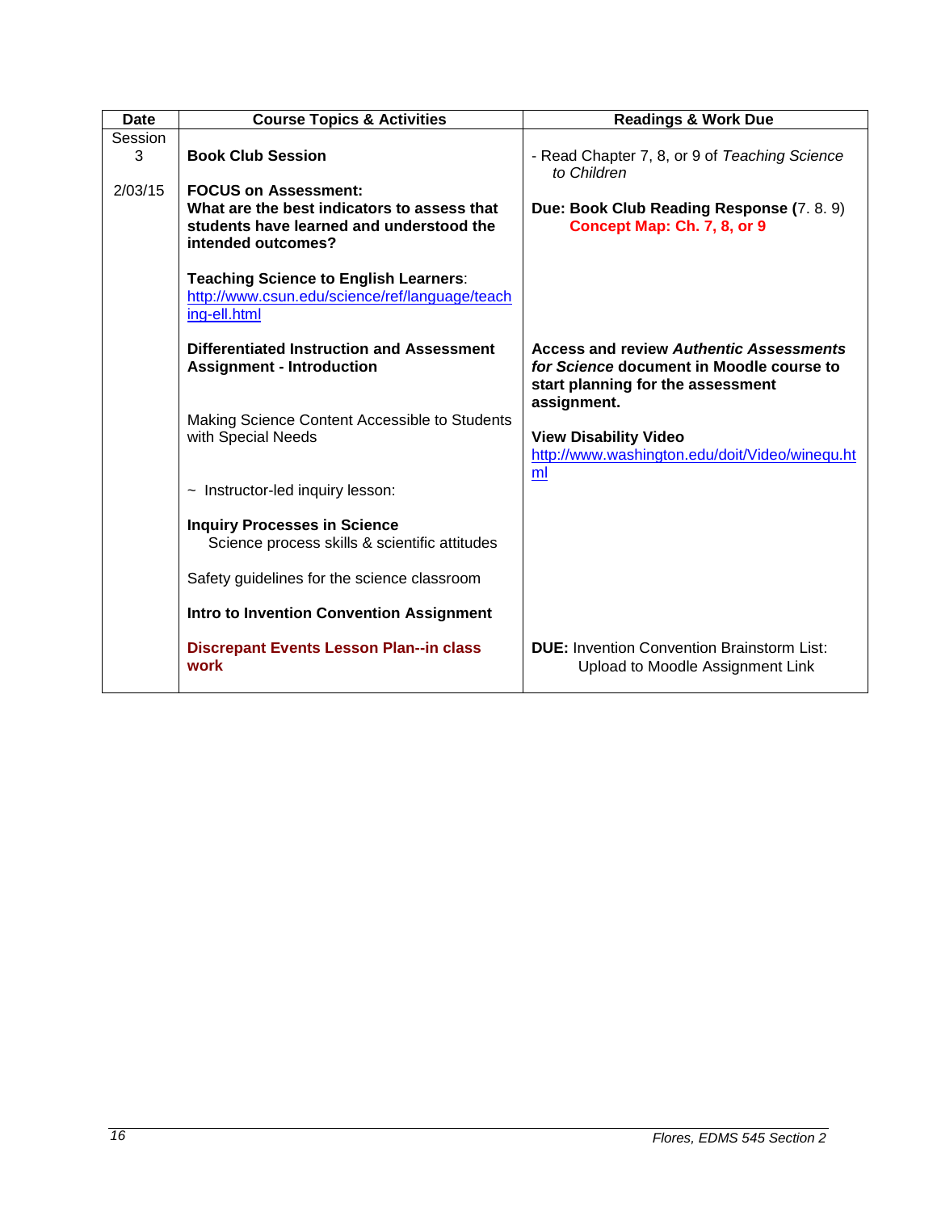| Date | Course Topics & Activities | Readings & Work Due |
|---|---|---|
| Session 3<br><br>2/03/15 | **Book Club Session**<br><br>**FOCUS on Assessment:**<br>**What are the best indicators to assess that students have learned and understood the intended outcomes?**<br><br>**Teaching Science to English Learners**: http://www.csun.edu/science/ref/language/teaching-ell.html<br><br>**Differentiated Instruction and Assessment Assignment - Introduction**<br><br>Making Science Content Accessible to Students with Special Needs<br><br>~ Instructor-led inquiry lesson:<br><br>**Inquiry Processes in Science**<br>Science process skills & scientific attitudes<br><br>Safety guidelines for the science classroom<br><br>**Intro to Invention Convention Assignment**<br><br>**Discrepant Events Lesson Plan--in class work** | - Read Chapter 7, 8, or 9 of *Teaching Science to Children*<br><br>**Due: Book Club Reading Response (**7. 8. 9)<br>**Concept Map: Ch. 7, 8, or 9**<br><br>**Access and review *Authentic Assessments for Science* document in Moodle course to start planning for the assessment assignment.**<br><br>**View Disability Video**<br>http://www.washington.edu/doit/Video/winequ.html<br><br>**DUE:** Invention Convention Brainstorm List: Upload to Moodle Assignment Link |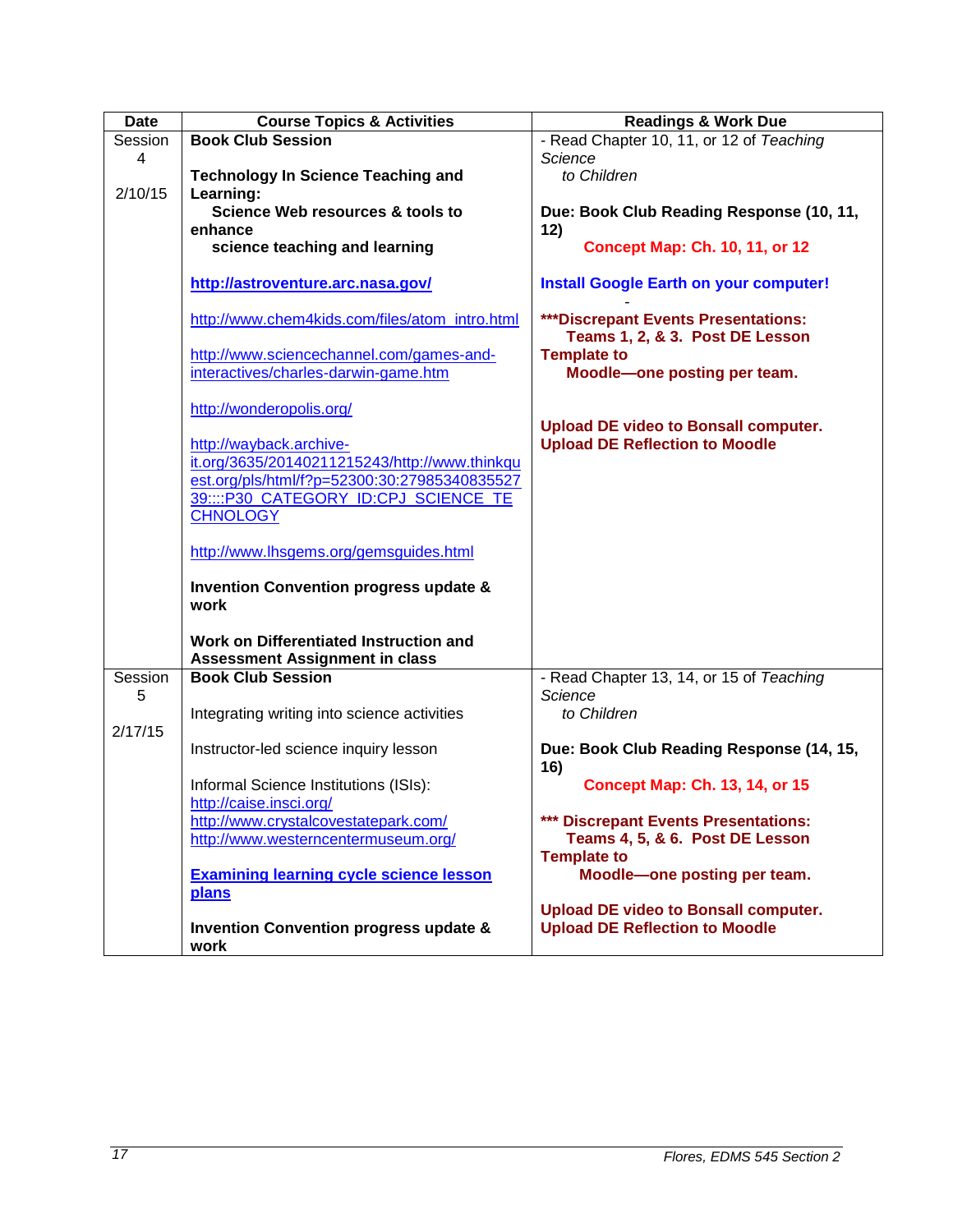| Date | Course Topics & Activities | Readings & Work Due |
|---|---|---|
| Session 4<br><br>2/10/15 | **Book Club Session**<br><br>**Technology In Science Teaching and Learning:**<br>**Science Web resources & tools to enhance science teaching and learning**<br><br>**http://astroventure.arc.nasa.gov/**<br><br>http://www.chem4kids.com/files/atom_intro.html<br><br>http://www.sciencechannel.com/games-and-interactives/charles-darwin-game.htm<br><br>http://wonderopolis.org/<br><br>http://wayback.archive-it.org/3635/20140211215243/http://www.thinkquest.org/pls/html/f?p=52300:30:2798534083552739::::P30_CATEGORY_ID:CPJ_SCIENCE_TECHNOLOGY<br><br>http://www.lhsgems.org/gemsguides.html<br><br>**Invention Convention progress update & work**<br><br>**Work on Differentiated Instruction and Assessment Assignment in class** | - Read Chapter 10, 11, or 12 of *Teaching Science to Children*<br><br>**Due: Book Club Reading Response (10, 11, 12)**<br>**Concept Map: Ch. 10, 11, or 12**<br><br>**Install Google Earth on your computer!**<br>-<br>**\*\*\*Discrepant Events Presentations: Teams 1, 2, & 3. Post DE Lesson Template to Moodle—one posting per team.**<br><br>**Upload DE video to Bonsall computer.**<br>**Upload DE Reflection to Moodle** |
| Session 5<br><br>2/17/15 | **Book Club Session**<br><br>Integrating writing into science activities<br><br>Instructor-led science inquiry lesson<br><br>Informal Science Institutions (ISIs):<br>http://caise.insci.org/<br>http://www.crystalcovestatepark.com/<br>http://www.westerncentermuseum.org/<br><br>**Examining learning cycle science lesson plans**<br><br>**Invention Convention progress update & work** | - Read Chapter 13, 14, or 15 of *Teaching Science to Children*<br><br>**Due: Book Club Reading Response (14, 15, 16)**<br>**Concept Map: Ch. 13, 14, or 15**<br><br>**\*\*\* Discrepant Events Presentations: Teams 4, 5, & 6. Post DE Lesson Template to Moodle—one posting per team.**<br><br>**Upload DE video to Bonsall computer.**<br>**Upload DE Reflection to Moodle** |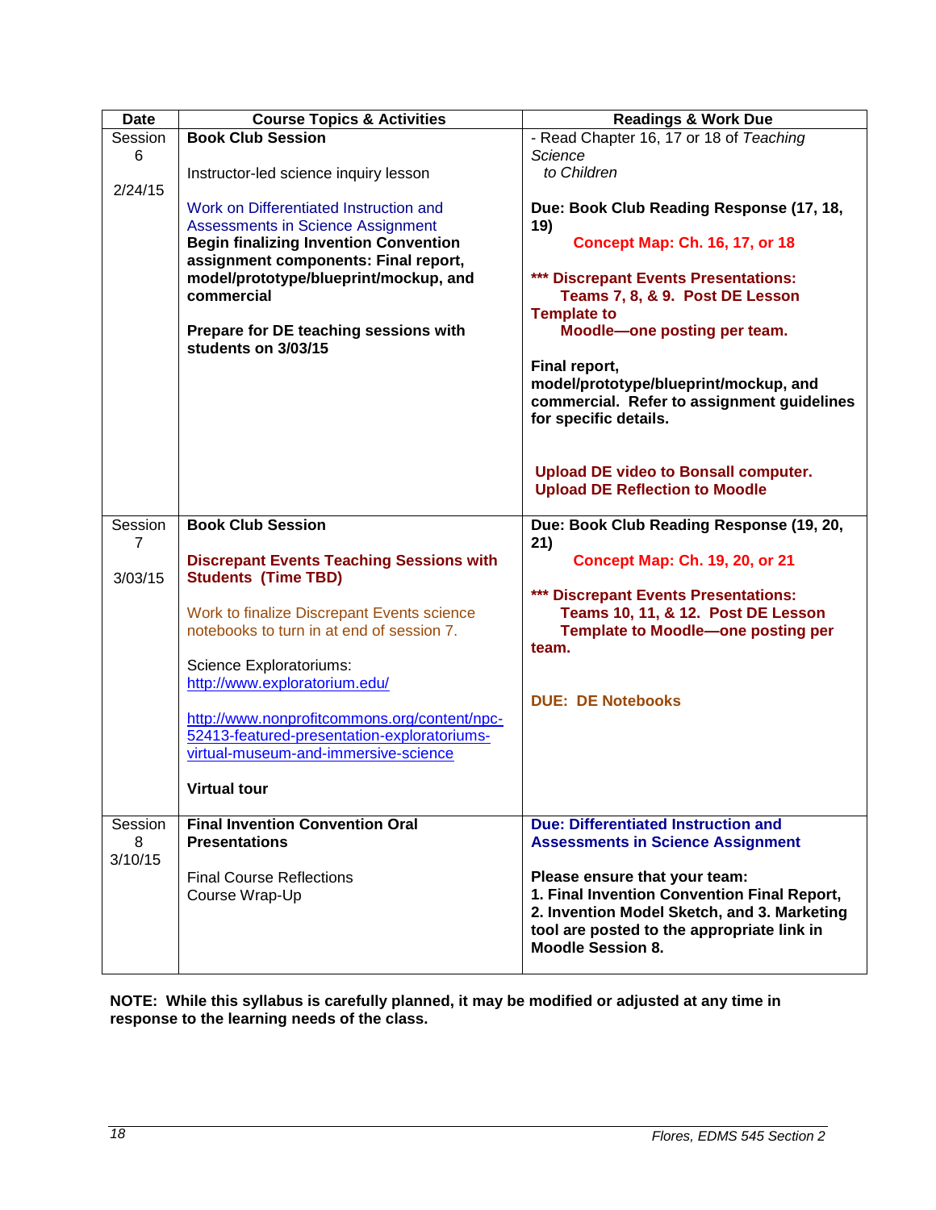| Date | Course Topics & Activities | Readings & Work Due |
|---|---|---|
| Session 6<br><br>2/24/15 | **Book Club Session**<br><br>Instructor-led science inquiry lesson<br><br>Work on Differentiated Instruction and Assessments in Science Assignment<br>**Begin finalizing Invention Convention assignment components: Final report, model/prototype/blueprint/mockup, and commercial**<br><br>**Prepare for DE teaching sessions with students on 3/03/15** | - Read Chapter 16, 17 or 18 of *Teaching Science to Children*<br><br>**Due: Book Club Reading Response (17, 18, 19)**<br>**Concept Map: Ch. 16, 17, or 18**<br><br>**\*\*\* Discrepant Events Presentations: Teams 7, 8, & 9. Post DE Lesson Template to Moodle—one posting per team.**<br><br>**Final report, model/prototype/blueprint/mockup, and commercial. Refer to assignment guidelines for specific details.**<br><br>**Upload DE video to Bonsall computer.**<br>**Upload DE Reflection to Moodle** |
| Session 7<br><br>3/03/15 | **Book Club Session**<br><br>**Discrepant Events Teaching Sessions with Students (Time TBD)**<br><br>Work to finalize Discrepant Events science notebooks to turn in at end of session 7.<br><br>Science Exploratoriums:<br>http://www.exploratorium.edu/<br><br>http://www.nonprofitcommons.org/content/npc-52413-featured-presentation-exploratoriums-virtual-museum-and-immersive-science<br><br>**Virtual tour** | **Due: Book Club Reading Response (19, 20, 21)**<br>**Concept Map: Ch. 19, 20, or 21**<br><br>**\*\*\* Discrepant Events Presentations: Teams 10, 11, & 12. Post DE Lesson Template to Moodle—one posting per team.**<br><br>**DUE: DE Notebooks** |
| Session 8<br>3/10/15 | **Final Invention Convention Oral Presentations**<br><br>Final Course Reflections<br>Course Wrap-Up | **Due: Differentiated Instruction and Assessments in Science Assignment**<br><br>**Please ensure that your team:**<br>**1. Final Invention Convention Final Report, 2. Invention Model Sketch, and 3. Marketing tool are posted to the appropriate link in Moodle Session 8.** |

**NOTE: While this syllabus is carefully planned, it may be modified or adjusted at any time in response to the learning needs of the class.**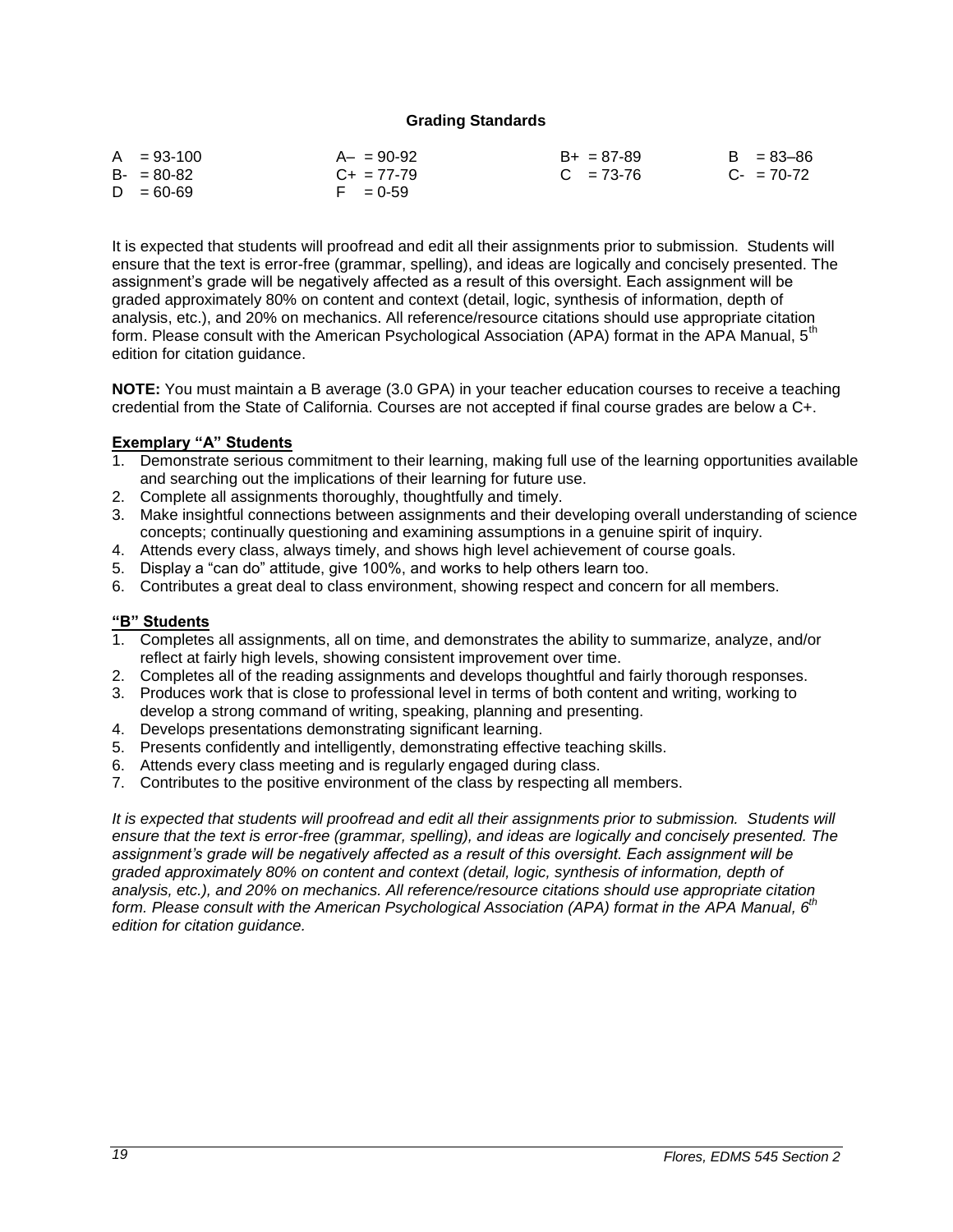**Grading Standards**

| | | | |
|---|---|---|---|
| A = 93-100 | A– = 90-92 | B+ = 87-89 | B = 83–86 |
| B- = 80-82 | C+ = 77-79 | C = 73-76 | C- = 70-72 |
| D = 60-69 | F = 0-59 | | |

It is expected that students will proofread and edit all their assignments prior to submission. Students will ensure that the text is error-free (grammar, spelling), and ideas are logically and concisely presented. The assignment's grade will be negatively affected as a result of this oversight. Each assignment will be graded approximately 80% on content and context (detail, logic, synthesis of information, depth of analysis, etc.), and 20% on mechanics. All reference/resource citations should use appropriate citation form. Please consult with the American Psychological Association (APA) format in the APA Manual, 5th edition for citation guidance.

**NOTE:** You must maintain a B average (3.0 GPA) in your teacher education courses to receive a teaching credential from the State of California. Courses are not accepted if final course grades are below a C+.

**Exemplary "A" Students**

1. Demonstrate serious commitment to their learning, making full use of the learning opportunities available and searching out the implications of their learning for future use.
2. Complete all assignments thoroughly, thoughtfully and timely.
3. Make insightful connections between assignments and their developing overall understanding of science concepts; continually questioning and examining assumptions in a genuine spirit of inquiry.
4. Attends every class, always timely, and shows high level achievement of course goals.
5. Display a "can do" attitude, give 100%, and works to help others learn too.
6. Contributes a great deal to class environment, showing respect and concern for all members.

**"B" Students**

1. Completes all assignments, all on time, and demonstrates the ability to summarize, analyze, and/or reflect at fairly high levels, showing consistent improvement over time.
2. Completes all of the reading assignments and develops thoughtful and fairly thorough responses.
3. Produces work that is close to professional level in terms of both content and writing, working to develop a strong command of writing, speaking, planning and presenting.
4. Develops presentations demonstrating significant learning.
5. Presents confidently and intelligently, demonstrating effective teaching skills.
6. Attends every class meeting and is regularly engaged during class.
7. Contributes to the positive environment of the class by respecting all members.

*It is expected that students will proofread and edit all their assignments prior to submission. Students will ensure that the text is error-free (grammar, spelling), and ideas are logically and concisely presented. The assignment's grade will be negatively affected as a result of this oversight. Each assignment will be graded approximately 80% on content and context (detail, logic, synthesis of information, depth of analysis, etc.), and 20% on mechanics. All reference/resource citations should use appropriate citation form. Please consult with the American Psychological Association (APA) format in the APA Manual, 6th edition for citation guidance.*